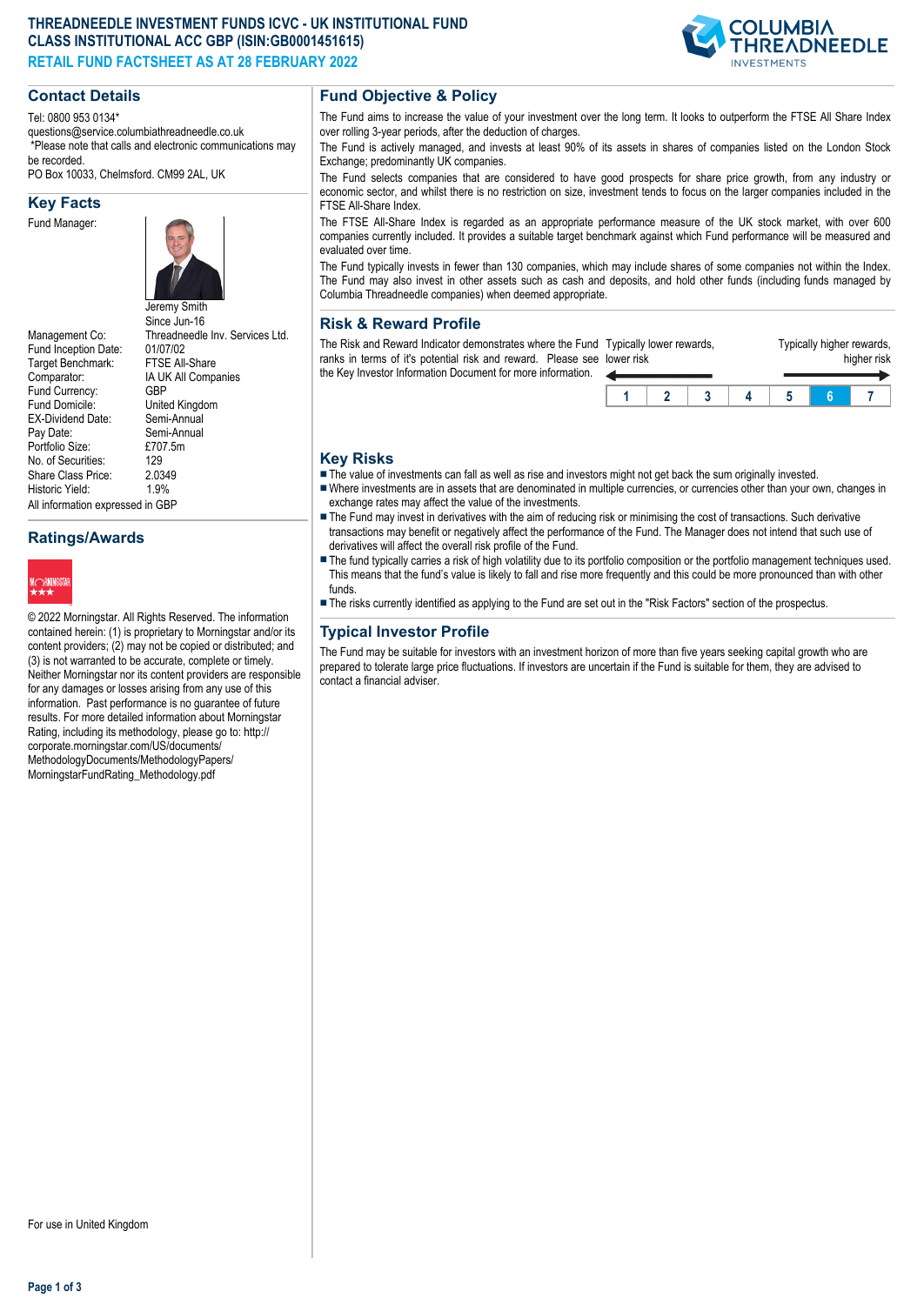# THREADNEEDLE INVESTMENT FUNDS ICVC - UK INSTITUTIONAL FUND CLASS INSTITUTIONAL ACC GBP (ISIN:GB0001451615)

**RETAIL FUND FACTSHEET AS AT 28 FEBRUARY 2022**

## Contact Details

Tel: 0800 953 0134*
questions@service.columbiathreadneedle.co.uk
*Please note that calls and electronic communications may be recorded.
PO Box 10033, Chelmsford. CM99 2AL, UK

## Key Facts

| | |
|---|---|
| Fund Manager: | Jeremy Smith<br>Since Jun-16 |
| Management Co: | Threadneedle Inv. Services Ltd. |
| Fund Inception Date: | 01/07/02 |
| Target Benchmark: | FTSE All-Share |
| Comparator: | IA UK All Companies |
| Fund Currency: | GBP |
| Fund Domicile: | United Kingdom |
| EX-Dividend Date: | Semi-Annual |
| Pay Date: | Semi-Annual |
| Portfolio Size: | £707.5m |
| No. of Securities: | 129 |
| Share Class Price: | 2.0349 |
| Historic Yield: | 1.9% |

All information expressed in GBP

## Ratings/Awards

© 2022 Morningstar. All Rights Reserved. The information contained herein: (1) is proprietary to Morningstar and/or its content providers; (2) may not be copied or distributed; and (3) is not warranted to be accurate, complete or timely. Neither Morningstar nor its content providers are responsible for any damages or losses arising from any use of this information. Past performance is no guarantee of future results. For more detailed information about Morningstar Rating, including its methodology, please go to: http://corporate.morningstar.com/US/documents/MethodologyDocuments/MethodologyPapers/MorningstarFundRating_Methodology.pdf

For use in United Kingdom

## Fund Objective & Policy

The Fund aims to increase the value of your investment over the long term. It looks to outperform the FTSE All Share Index over rolling 3-year periods, after the deduction of charges.

The Fund is actively managed, and invests at least 90% of its assets in shares of companies listed on the London Stock Exchange; predominantly UK companies.

The Fund selects companies that are considered to have good prospects for share price growth, from any industry or economic sector, and whilst there is no restriction on size, investment tends to focus on the larger companies included in the FTSE All-Share Index.

The FTSE All-Share Index is regarded as an appropriate performance measure of the UK stock market, with over 600 companies currently included. It provides a suitable target benchmark against which Fund performance will be measured and evaluated over time.

The Fund typically invests in fewer than 130 companies, which may include shares of some companies not within the Index. The Fund may also invest in other assets such as cash and deposits, and hold other funds (including funds managed by Columbia Threadneedle companies) when deemed appropriate.

## Risk & Reward Profile

The Risk and Reward Indicator demonstrates where the Fund ranks in terms of it's potential risk and reward. Please see the Key Investor Information Document for more information.

Typically lower rewards, lower risk — Typically higher rewards, higher risk

| 1 | 2 | 3 | 4 | 5 | **6** | 7 |
|---|---|---|---|---|---|---|

## Key Risks

- The value of investments can fall as well as rise and investors might not get back the sum originally invested.
- Where investments are in assets that are denominated in multiple currencies, or currencies other than your own, changes in exchange rates may affect the value of the investments.
- The Fund may invest in derivatives with the aim of reducing risk or minimising the cost of transactions. Such derivative transactions may benefit or negatively affect the performance of the Fund. The Manager does not intend that such use of derivatives will affect the overall risk profile of the Fund.
- The fund typically carries a risk of high volatility due to its portfolio composition or the portfolio management techniques used. This means that the fund's value is likely to fall and rise more frequently and this could be more pronounced than with other funds.
- The risks currently identified as applying to the Fund are set out in the "Risk Factors" section of the prospectus.

## Typical Investor Profile

The Fund may be suitable for investors with an investment horizon of more than five years seeking capital growth who are prepared to tolerate large price fluctuations. If investors are uncertain if the Fund is suitable for them, they are advised to contact a financial adviser.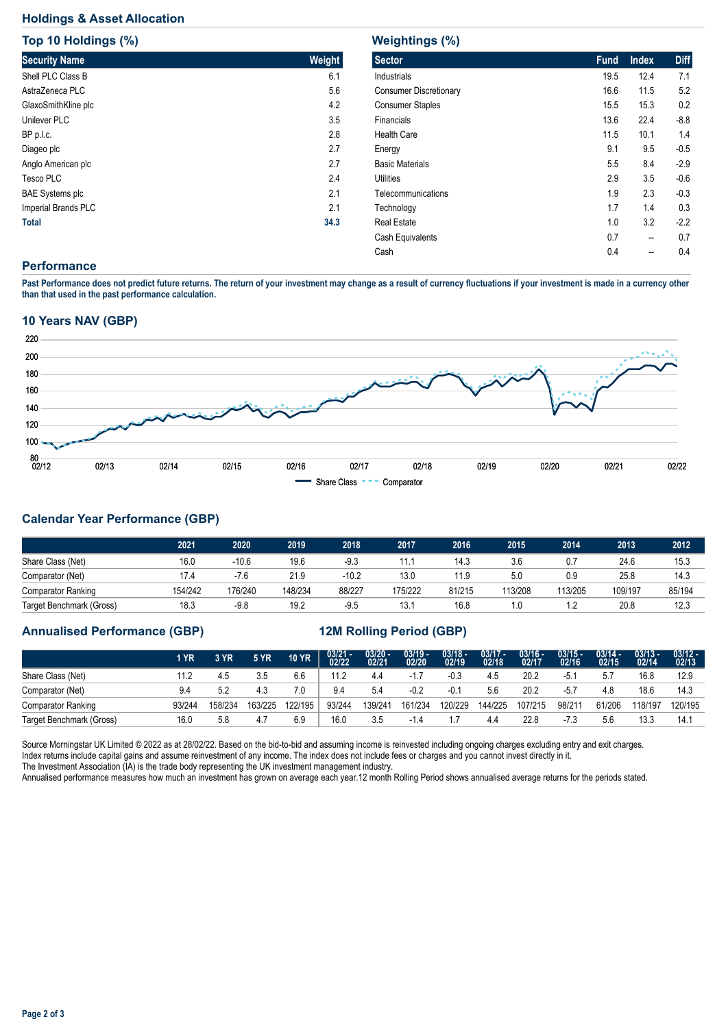## Holdings & Asset Allocation

### Top 10 Holdings (%)

| Security Name | Weight |
|---|---|
| Shell PLC Class B | 6.1 |
| AstraZeneca PLC | 5.6 |
| GlaxoSmithKline plc | 4.2 |
| Unilever PLC | 3.5 |
| BP p.l.c. | 2.8 |
| Diageo plc | 2.7 |
| Anglo American plc | 2.7 |
| Tesco PLC | 2.4 |
| BAE Systems plc | 2.1 |
| Imperial Brands PLC | 2.1 |
| **Total** | **34.3** |

### Weightings (%)

| Sector | Fund | Index | Diff |
|---|---|---|---|
| Industrials | 19.5 | 12.4 | 7.1 |
| Consumer Discretionary | 16.6 | 11.5 | 5.2 |
| Consumer Staples | 15.5 | 15.3 | 0.2 |
| Financials | 13.6 | 22.4 | -8.8 |
| Health Care | 11.5 | 10.1 | 1.4 |
| Energy | 9.1 | 9.5 | -0.5 |
| Basic Materials | 5.5 | 8.4 | -2.9 |
| Utilities | 2.9 | 3.5 | -0.6 |
| Telecommunications | 1.9 | 2.3 | -0.3 |
| Technology | 1.7 | 1.4 | 0.3 |
| Real Estate | 1.0 | 3.2 | -2.2 |
| Cash Equivalents | 0.7 | -- | 0.7 |
| Cash | 0.4 | -- | 0.4 |

## Performance

**Past Performance does not predict future returns. The return of your investment may change as a result of currency fluctuations if your investment is made in a currency other than that used in the past performance calculation.**

### 10 Years NAV (GBP)

Share Class / Comparator

### Calendar Year Performance (GBP)

| | 2021 | 2020 | 2019 | 2018 | 2017 | 2016 | 2015 | 2014 | 2013 | 2012 |
|---|---|---|---|---|---|---|---|---|---|---|
| Share Class (Net) | 16.0 | -10.6 | 19.6 | -9.3 | 11.1 | 14.3 | 3.6 | 0.7 | 24.6 | 15.3 |
| Comparator (Net) | 17.4 | -7.6 | 21.9 | -10.2 | 13.0 | 11.9 | 5.0 | 0.9 | 25.8 | 14.3 |
| Comparator Ranking | 154/242 | 176/240 | 148/234 | 88/227 | 175/222 | 81/215 | 113/208 | 113/205 | 109/197 | 85/194 |
| Target Benchmark (Gross) | 18.3 | -9.8 | 19.2 | -9.5 | 13.1 | 16.8 | 1.0 | 1.2 | 20.8 | 12.3 |

### Annualised Performance (GBP) / 12M Rolling Period (GBP)

| | 1 YR | 3 YR | 5 YR | 10 YR | 03/21 - 02/22 | 03/20 - 02/21 | 03/19 - 02/20 | 03/18 - 02/19 | 03/17 - 02/18 | 03/16 - 02/17 | 03/15 - 02/16 | 03/14 - 02/15 | 03/13 - 02/14 | 03/12 - 02/13 |
|---|---|---|---|---|---|---|---|---|---|---|---|---|---|---|
| Share Class (Net) | 11.2 | 4.5 | 3.5 | 6.6 | 11.2 | 4.4 | -1.7 | -0.3 | 4.5 | 20.2 | -5.1 | 5.7 | 16.8 | 12.9 |
| Comparator (Net) | 9.4 | 5.2 | 4.3 | 7.0 | 9.4 | 5.4 | -0.2 | -0.1 | 5.6 | 20.2 | -5.7 | 4.8 | 18.6 | 14.3 |
| Comparator Ranking | 93/244 | 158/234 | 163/225 | 122/195 | 93/244 | 139/241 | 161/234 | 120/229 | 144/225 | 107/215 | 98/211 | 61/206 | 118/197 | 120/195 |
| Target Benchmark (Gross) | 16.0 | 5.8 | 4.7 | 6.9 | 16.0 | 3.5 | -1.4 | 1.7 | 4.4 | 22.8 | -7.3 | 5.6 | 13.3 | 14.1 |

Source Morningstar UK Limited © 2022 as at 28/02/22. Based on the bid-to-bid and assuming income is reinvested including ongoing charges excluding entry and exit charges.
Index returns include capital gains and assume reinvestment of any income. The index does not include fees or charges and you cannot invest directly in it.
The Investment Association (IA) is the trade body representing the UK investment management industry.
Annualised performance measures how much an investment has grown on average each year.12 month Rolling Period shows annualised average returns for the periods stated.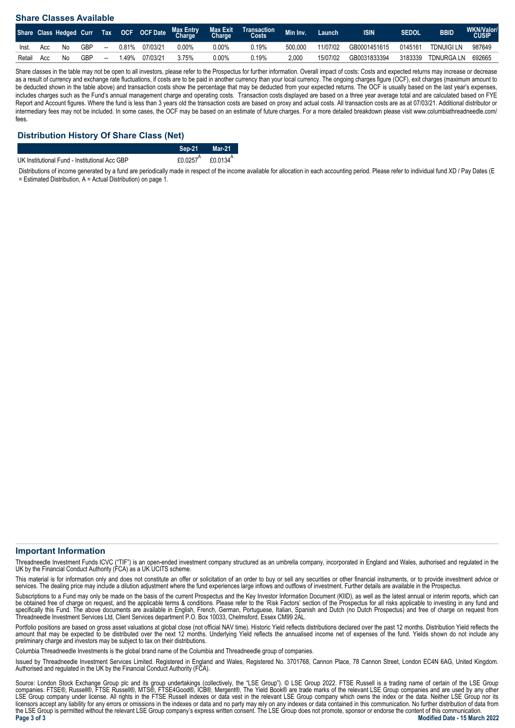## Share Classes Available

| Share | Class | Hedged | Curr | Tax | OCF | OCF Date | Max Entry Charge | Max Exit Charge | Transaction Costs | Min Inv. | Launch | ISIN | SEDOL | BBID | WKN/Valor/ CUSIP |
|---|---|---|---|---|---|---|---|---|---|---|---|---|---|---|---|
| Inst. | Acc | No | GBP | -- | 0.81% | 07/03/21 | 0.00% | 0.00% | 0.19% | 500,000 | 11/07/02 | GB0001451615 | 0145161 | TDNUIGI LN | 987649 |
| Retail | Acc | No | GBP | -- | 1.49% | 07/03/21 | 3.75% | 0.00% | 0.19% | 2,000 | 15/07/02 | GB0031833394 | 3183339 | TDNURGA LN | 692665 |

Share classes in the table may not be open to all investors, please refer to the Prospectus for further information. Overall impact of costs: Costs and expected returns may increase or decrease as a result of currency and exchange rate fluctuations, if costs are to be paid in another currency than your local currency. The ongoing charges figure (OCF), exit charges (maximum amount to be deducted shown in the table above) and transaction costs show the percentage that may be deducted from your expected returns. The OCF is usually based on the last year's expenses, includes charges such as the Fund's annual management charge and operating costs. Transaction costs displayed are based on a three year average total and are calculated based on FYE Report and Account figures. Where the fund is less than 3 years old the transaction costs are based on proxy and actual costs. All transaction costs are as at 07/03/21. Additional distributor or intermediary fees may not be included. In some cases, the OCF may be based on an estimate of future charges. For a more detailed breakdown please visit www.columbiathreadneedle.com/fees.

## Distribution History Of Share Class (Net)

| | Sep-21 | Mar-21 |
|---|---|---|
| UK Institutional Fund - Institutional Acc GBP | £0.0257[A] | £0.0134[A] |

Distributions of income generated by a fund are periodically made in respect of the income available for allocation in each accounting period. Please refer to individual fund XD / Pay Dates (E = Estimated Distribution, A = Actual Distribution) on page 1.

## Important Information

Threadneedle Investment Funds ICVC ("TIF") is an open-ended investment company structured as an umbrella company, incorporated in England and Wales, authorised and regulated in the UK by the Financial Conduct Authority (FCA) as a UK UCITS scheme.

This material is for information only and does not constitute an offer or solicitation of an order to buy or sell any securities or other financial instruments, or to provide investment advice or services. The dealing price may include a dilution adjustment where the fund experiences large inflows and outflows of investment. Further details are available in the Prospectus.

Subscriptions to a Fund may only be made on the basis of the current Prospectus and the Key Investor Information Document (KIID), as well as the latest annual or interim reports, which can be obtained free of charge on request, and the applicable terms & conditions. Please refer to the 'Risk Factors' section of the Prospectus for all risks applicable to investing in any fund and specifically this Fund. The above documents are available in English, French, German, Portuguese, Italian, Spanish and Dutch (no Dutch Prospectus) and free of charge on request from Threadneedle Investment Services Ltd, Client Services department P.O. Box 10033, Chelmsford, Essex CM99 2AL.

Portfolio positions are based on gross asset valuations at global close (not official NAV time). Historic Yield reflects distributions declared over the past 12 months. Distribution Yield reflects the amount that may be expected to be distributed over the next 12 months. Underlying Yield reflects the annualised income net of expenses of the fund. Yields shown do not include any preliminary charge and investors may be subject to tax on their distributions.

Columbia Threadneedle Investments is the global brand name of the Columbia and Threadneedle group of companies.

Issued by Threadneedle Investment Services Limited. Registered in England and Wales, Registered No. 3701768, Cannon Place, 78 Cannon Street, London EC4N 6AG, United Kingdom. Authorised and regulated in the UK by the Financial Conduct Authority (FCA).

Source: London Stock Exchange Group plc and its group undertakings (collectively, the "LSE Group"). © LSE Group 2022. FTSE Russell is a trading name of certain of the LSE Group companies. FTSE®, Russell®, FTSE Russell®, MTS®, FTSE4Good®, ICB®, Mergent®, The Yield Book® are trade marks of the relevant LSE Group companies and are used by any other LSE Group company under license. All rights in the FTSE Russell indexes or data vest in the relevant LSE Group company which owns the index or the data. Neither LSE Group nor its licensors accept any liability for any errors or omissions in the indexes or data and no party may rely on any indexes or data contained in this communication. No further distribution of data from the LSE Group is permitted without the relevant LSE Group company's express written consent. The LSE Group does not promote, sponsor or endorse the content of this communication.

Modified Date - 15 March 2022